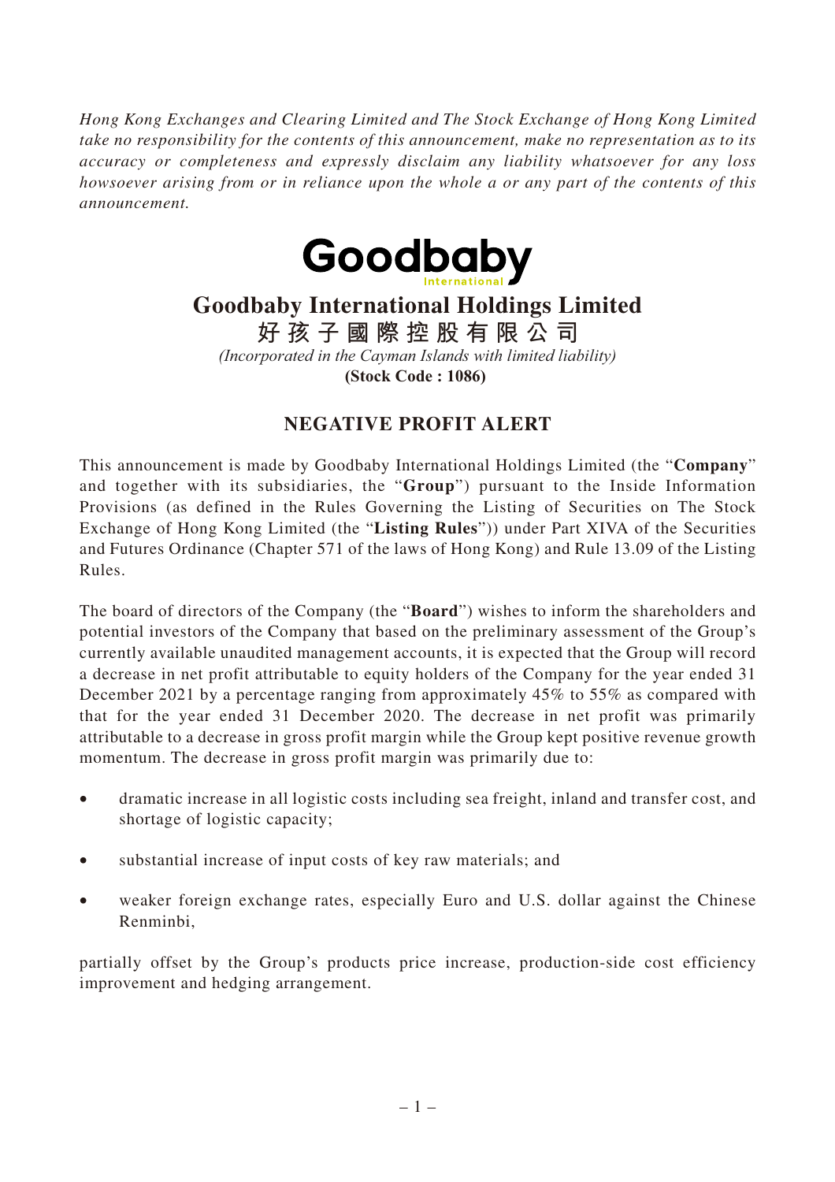*Hong Kong Exchanges and Clearing Limited and The Stock Exchange of Hong Kong Limited take no responsibility for the contents of this announcement, make no representation as to its accuracy or completeness and expressly disclaim any liability whatsoever for any loss howsoever arising from or in reliance upon the whole a or any part of the contents of this announcement.*

Goodbaby International

# Goodbaby International Holdings Limited

# 好孩子國際控股有限公司

*(Incorporated in the Cayman Islands with limited liability)*

**(Stock Code : 1086)**

## NEGATIVE PROFIT ALERT

This announcement is made by Goodbaby International Holdings Limited (the "**Company**" and together with its subsidiaries, the "**Group**") pursuant to the Inside Information Provisions (as defined in the Rules Governing the Listing of Securities on The Stock Exchange of Hong Kong Limited (the "**Listing Rules**")) under Part XIVA of the Securities and Futures Ordinance (Chapter 571 of the laws of Hong Kong) and Rule 13.09 of the Listing Rules.

The board of directors of the Company (the "**Board**") wishes to inform the shareholders and potential investors of the Company that based on the preliminary assessment of the Group's currently available unaudited management accounts, it is expected that the Group will record a decrease in net profit attributable to equity holders of the Company for the year ended 31 December 2021 by a percentage ranging from approximately 45% to 55% as compared with that for the year ended 31 December 2020. The decrease in net profit was primarily attributable to a decrease in gross profit margin while the Group kept positive revenue growth momentum. The decrease in gross profit margin was primarily due to:

- dramatic increase in all logistic costs including sea freight, inland and transfer cost, and shortage of logistic capacity;
- substantial increase of input costs of key raw materials; and
- weaker foreign exchange rates, especially Euro and U.S. dollar against the Chinese Renminbi,

partially offset by the Group's products price increase, production-side cost efficiency improvement and hedging arrangement.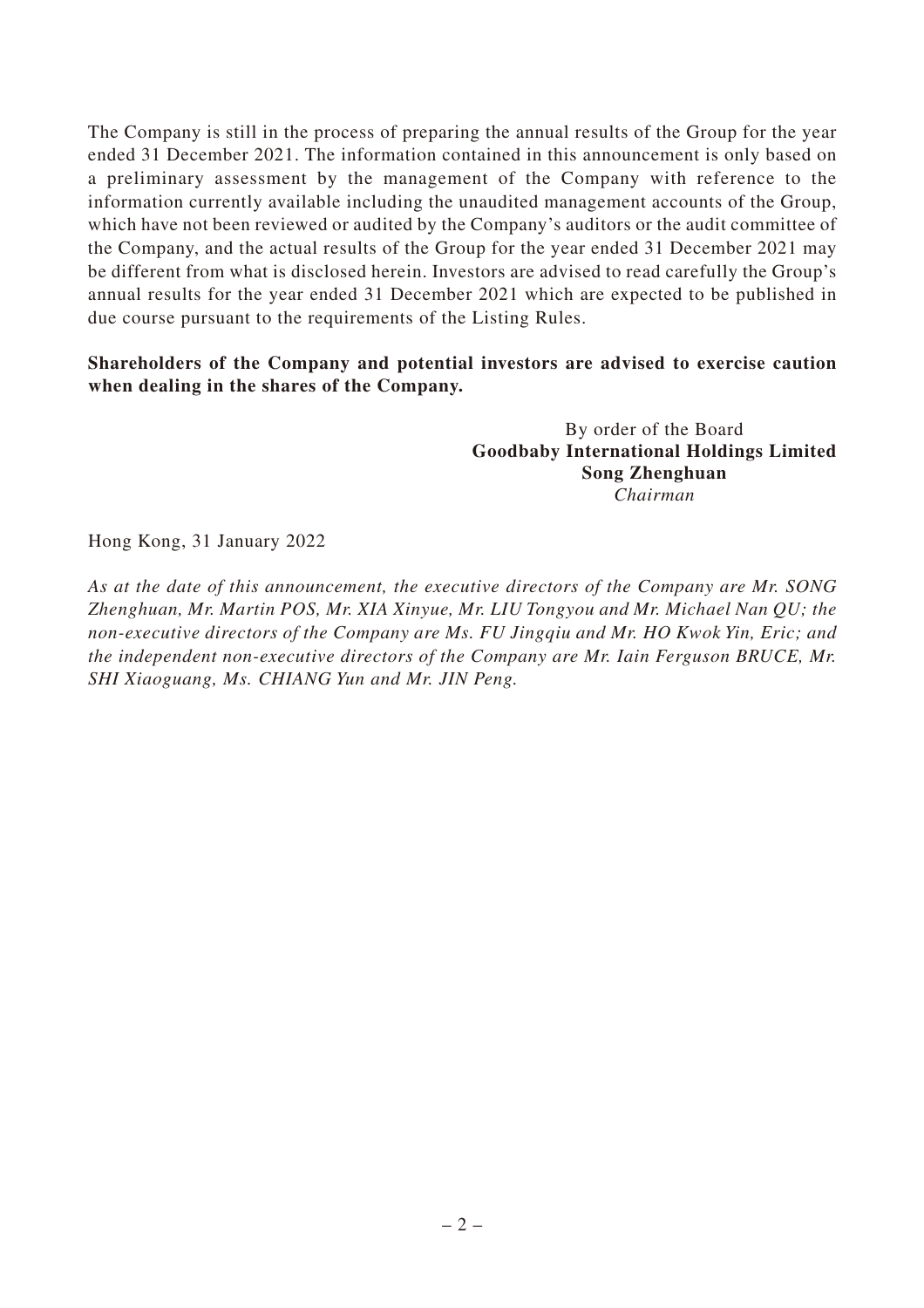The Company is still in the process of preparing the annual results of the Group for the year ended 31 December 2021. The information contained in this announcement is only based on a preliminary assessment by the management of the Company with reference to the information currently available including the unaudited management accounts of the Group, which have not been reviewed or audited by the Company's auditors or the audit committee of the Company, and the actual results of the Group for the year ended 31 December 2021 may be different from what is disclosed herein. Investors are advised to read carefully the Group's annual results for the year ended 31 December 2021 which are expected to be published in due course pursuant to the requirements of the Listing Rules.

**Shareholders of the Company and potential investors are advised to exercise caution when dealing in the shares of the Company.**

By order of the Board
**Goodbaby International Holdings Limited**
**Song Zhenghuan**
*Chairman*

Hong Kong, 31 January 2022

*As at the date of this announcement, the executive directors of the Company are Mr. SONG Zhenghuan, Mr. Martin POS, Mr. XIA Xinyue, Mr. LIU Tongyou and Mr. Michael Nan QU; the non-executive directors of the Company are Ms. FU Jingqiu and Mr. HO Kwok Yin, Eric; and the independent non-executive directors of the Company are Mr. Iain Ferguson BRUCE, Mr. SHI Xiaoguang, Ms. CHIANG Yun and Mr. JIN Peng.*